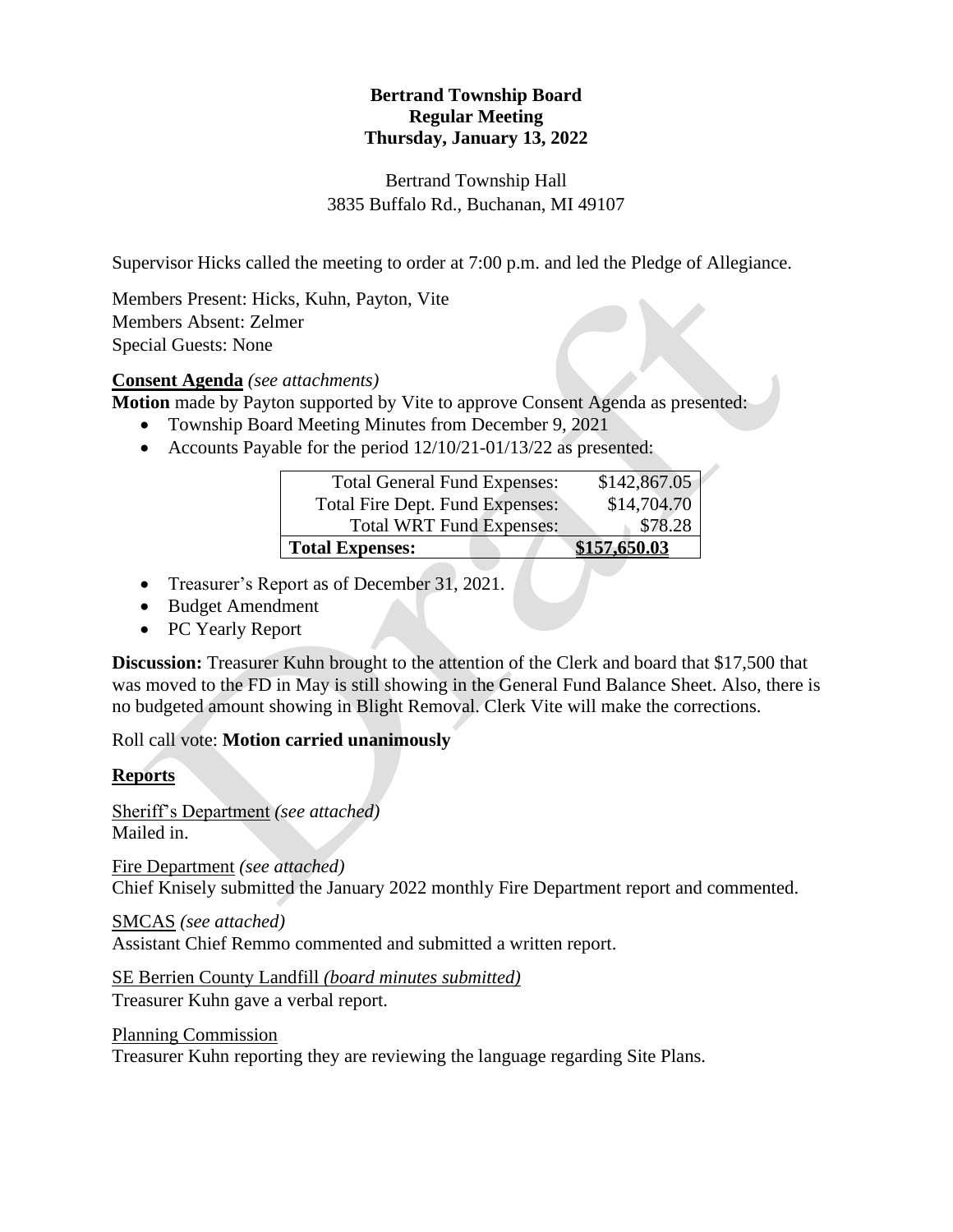**Bertrand Township Board**
**Regular Meeting**
**Thursday, January 13, 2022**

Bertrand Township Hall
3835 Buffalo Rd., Buchanan, MI 49107

Supervisor Hicks called the meeting to order at 7:00 p.m. and led the Pledge of Allegiance.

Members Present: Hicks, Kuhn, Payton, Vite
Members Absent: Zelmer
Special Guests: None

**Consent Agenda** *(see attachments)*

**Motion** made by Payton supported by Vite to approve Consent Agenda as presented:

- Township Board Meeting Minutes from December 9, 2021
- Accounts Payable for the period 12/10/21-01/13/22 as presented:

| | |
|---|---|
| Total General Fund Expenses: | $142,867.05 |
| Total Fire Dept. Fund Expenses: | $14,704.70 |
| Total WRT Fund Expenses: | $78.28 |
| **Total Expenses:** | **$157,650.03** |

- Treasurer's Report as of December 31, 2021.
- Budget Amendment
- PC Yearly Report

**Discussion:** Treasurer Kuhn brought to the attention of the Clerk and board that $17,500 that was moved to the FD in May is still showing in the General Fund Balance Sheet. Also, there is no budgeted amount showing in Blight Removal. Clerk Vite will make the corrections.

Roll call vote: **Motion carried unanimously**

**Reports**

Sheriff's Department *(see attached)*
Mailed in.

Fire Department *(see attached)*
Chief Knisely submitted the January 2022 monthly Fire Department report and commented.

SMCAS *(see attached)*
Assistant Chief Remmo commented and submitted a written report.

SE Berrien County Landfill *(board minutes submitted)*
Treasurer Kuhn gave a verbal report.

Planning Commission
Treasurer Kuhn reporting they are reviewing the language regarding Site Plans.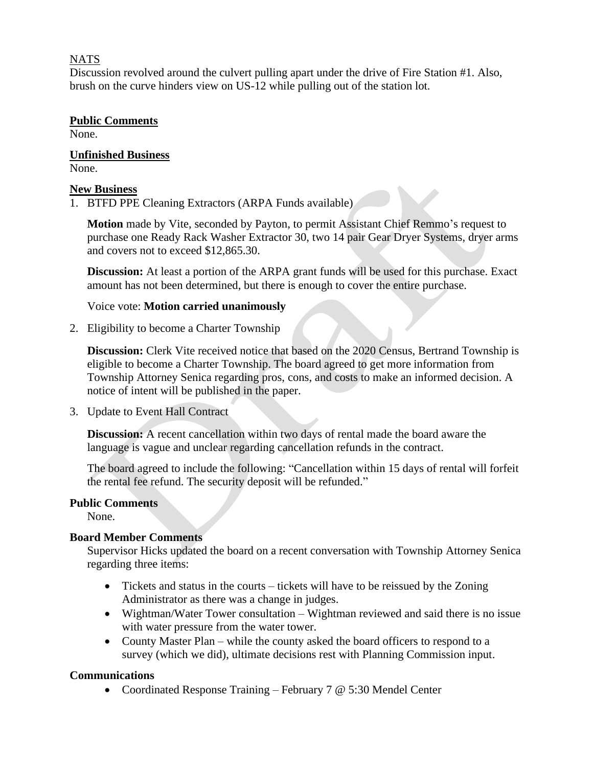NATS

Discussion revolved around the culvert pulling apart under the drive of Fire Station #1. Also, brush on the curve hinders view on US-12 while pulling out of the station lot.

**Public Comments**

None.

**Unfinished Business**

None.

**New Business**

1. BTFD PPE Cleaning Extractors (ARPA Funds available)

   **Motion** made by Vite, seconded by Payton, to permit Assistant Chief Remmo's request to purchase one Ready Rack Washer Extractor 30, two 14 pair Gear Dryer Systems, dryer arms and covers not to exceed $12,865.30.

   **Discussion:** At least a portion of the ARPA grant funds will be used for this purchase. Exact amount has not been determined, but there is enough to cover the entire purchase.

   Voice vote: **Motion carried unanimously**

2. Eligibility to become a Charter Township

   **Discussion:** Clerk Vite received notice that based on the 2020 Census, Bertrand Township is eligible to become a Charter Township. The board agreed to get more information from Township Attorney Senica regarding pros, cons, and costs to make an informed decision. A notice of intent will be published in the paper.

3. Update to Event Hall Contract

   **Discussion:** A recent cancellation within two days of rental made the board aware the language is vague and unclear regarding cancellation refunds in the contract.

   The board agreed to include the following: "Cancellation within 15 days of rental will forfeit the rental fee refund. The security deposit will be refunded."

**Public Comments**

None.

**Board Member Comments**

Supervisor Hicks updated the board on a recent conversation with Township Attorney Senica regarding three items:

- Tickets and status in the courts – tickets will have to be reissued by the Zoning Administrator as there was a change in judges.
- Wightman/Water Tower consultation – Wightman reviewed and said there is no issue with water pressure from the water tower.
- County Master Plan – while the county asked the board officers to respond to a survey (which we did), ultimate decisions rest with Planning Commission input.

**Communications**

- Coordinated Response Training – February 7 @ 5:30 Mendel Center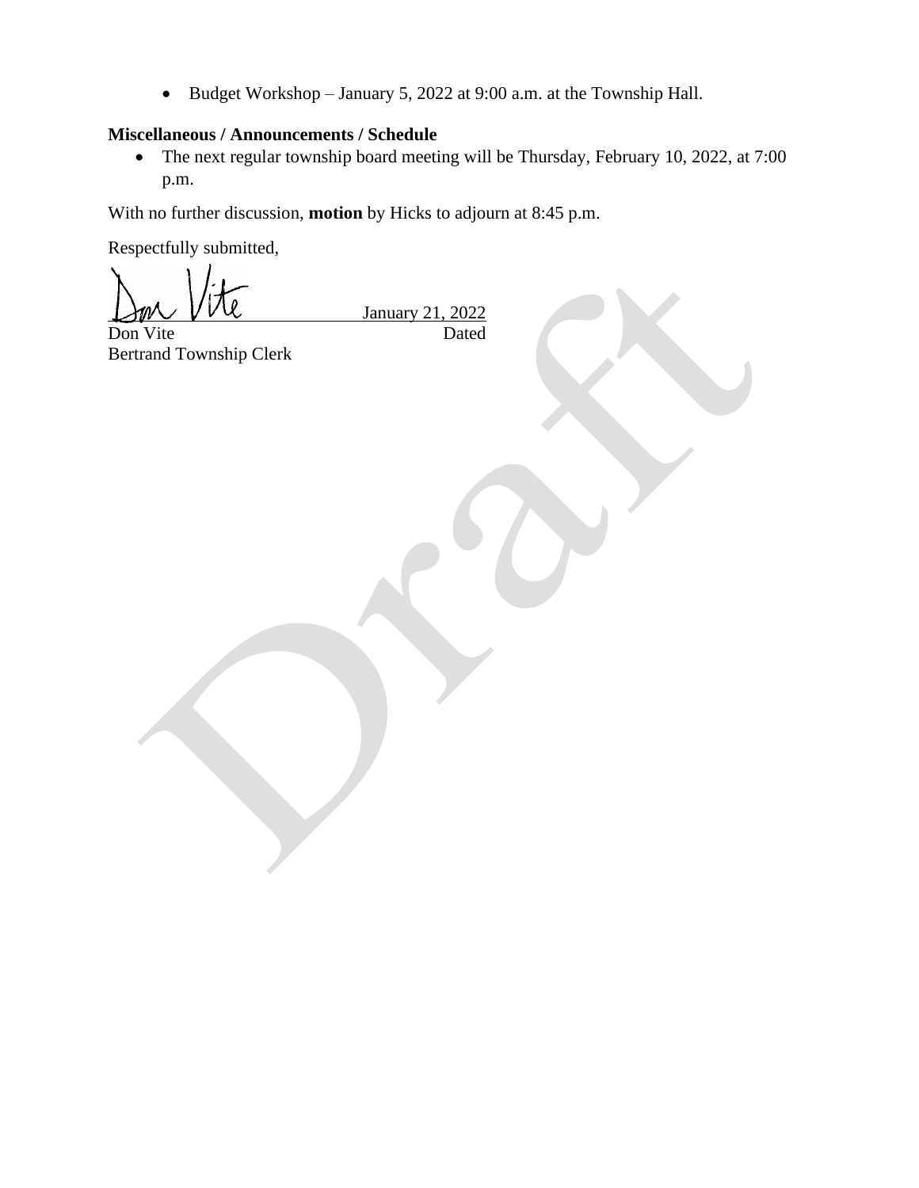- Budget Workshop – January 5, 2022 at 9:00 a.m. at the Township Hall.

**Miscellaneous / Announcements / Schedule**

- The next regular township board meeting will be Thursday, February 10, 2022, at 7:00 p.m.

With no further discussion, **motion** by Hicks to adjourn at 8:45 p.m.

Respectfully submitted,

Don Vite January 21, 2022

Don Vite Dated

Bertrand Township Clerk

Draft